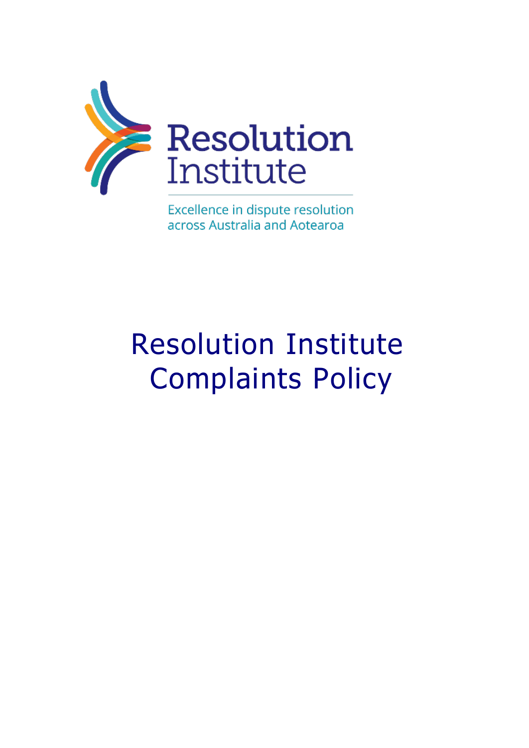Resolution Institute

Excellence in dispute resolution across Australia and Aotearoa

# Resolution Institute Complaints Policy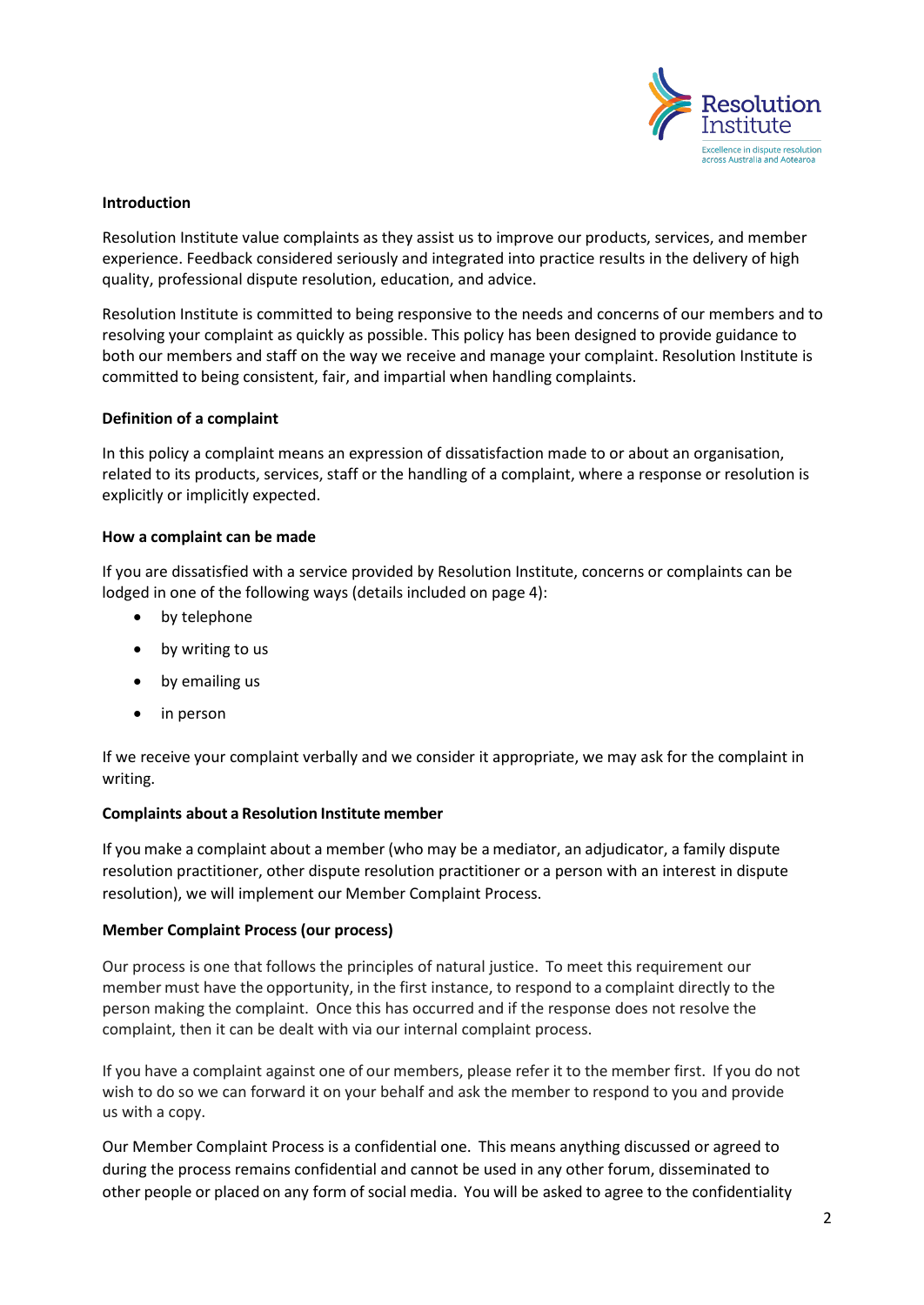**Introduction**

Resolution Institute value complaints as they assist us to improve our products, services, and member experience. Feedback considered seriously and integrated into practice results in the delivery of high quality, professional dispute resolution, education, and advice.

Resolution Institute is committed to being responsive to the needs and concerns of our members and to resolving your complaint as quickly as possible. This policy has been designed to provide guidance to both our members and staff on the way we receive and manage your complaint. Resolution Institute is committed to being consistent, fair, and impartial when handling complaints.

**Definition of a complaint**

In this policy a complaint means an expression of dissatisfaction made to or about an organisation, related to its products, services, staff or the handling of a complaint, where a response or resolution is explicitly or implicitly expected.

**How a complaint can be made**

If you are dissatisfied with a service provided by Resolution Institute, concerns or complaints can be lodged in one of the following ways (details included on page 4):

- by telephone
- by writing to us
- by emailing us
- in person

If we receive your complaint verbally and we consider it appropriate, we may ask for the complaint in writing.

**Complaints about a Resolution Institute member**

If you make a complaint about a member (who may be a mediator, an adjudicator, a family dispute resolution practitioner, other dispute resolution practitioner or a person with an interest in dispute resolution), we will implement our Member Complaint Process.

**Member Complaint Process (our process)**

Our process is one that follows the principles of natural justice. To meet this requirement our member must have the opportunity, in the first instance, to respond to a complaint directly to the person making the complaint. Once this has occurred and if the response does not resolve the complaint, then it can be dealt with via our internal complaint process.

If you have a complaint against one of our members, please refer it to the member first. If you do not wish to do so we can forward it on your behalf and ask the member to respond to you and provide us with a copy.

Our Member Complaint Process is a confidential one. This means anything discussed or agreed to during the process remains confidential and cannot be used in any other forum, disseminated to other people or placed on any form of social media. You will be asked to agree to the confidentiality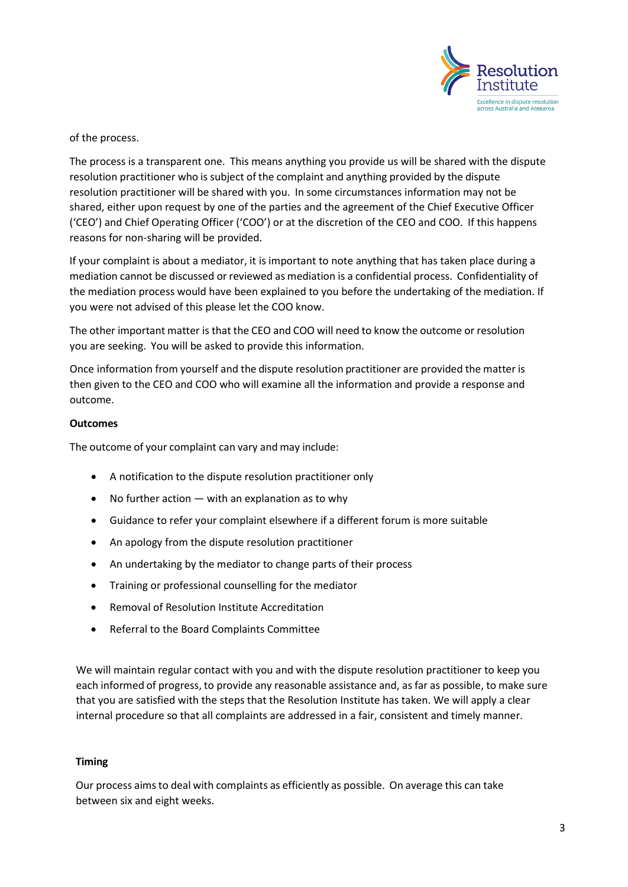of the process.

The process is a transparent one. This means anything you provide us will be shared with the dispute resolution practitioner who is subject of the complaint and anything provided by the dispute resolution practitioner will be shared with you. In some circumstances information may not be shared, either upon request by one of the parties and the agreement of the Chief Executive Officer ('CEO') and Chief Operating Officer ('COO') or at the discretion of the CEO and COO. If this happens reasons for non-sharing will be provided.

If your complaint is about a mediator, it is important to note anything that has taken place during a mediation cannot be discussed or reviewed as mediation is a confidential process. Confidentiality of the mediation process would have been explained to you before the undertaking of the mediation. If you were not advised of this please let the COO know.

The other important matter is that the CEO and COO will need to know the outcome or resolution you are seeking. You will be asked to provide this information.

Once information from yourself and the dispute resolution practitioner are provided the matter is then given to the CEO and COO who will examine all the information and provide a response and outcome.

**Outcomes**

The outcome of your complaint can vary and may include:

- A notification to the dispute resolution practitioner only
- No further action — with an explanation as to why
- Guidance to refer your complaint elsewhere if a different forum is more suitable
- An apology from the dispute resolution practitioner
- An undertaking by the mediator to change parts of their process
- Training or professional counselling for the mediator
- Removal of Resolution Institute Accreditation
- Referral to the Board Complaints Committee

We will maintain regular contact with you and with the dispute resolution practitioner to keep you each informed of progress, to provide any reasonable assistance and, as far as possible, to make sure that you are satisfied with the steps that the Resolution Institute has taken. We will apply a clear internal procedure so that all complaints are addressed in a fair, consistent and timely manner.

**Timing**

Our process aims to deal with complaints as efficiently as possible. On average this can take between six and eight weeks.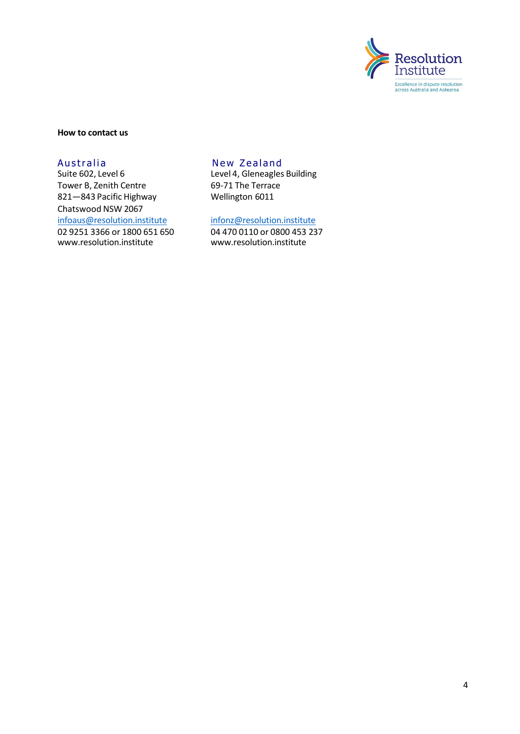**How to contact us**

**Australia**

Suite 602, Level 6
Tower B, Zenith Centre
821—843 Pacific Highway
Chatswood NSW 2067
infoaus@resolution.institute
02 9251 3366 or 1800 651 650
www.resolution.institute

**New Zealand**

Level 4, Gleneagles Building
69-71 The Terrace
Wellington 6011

infonz@resolution.institute
04 470 0110 or 0800 453 237
www.resolution.institute